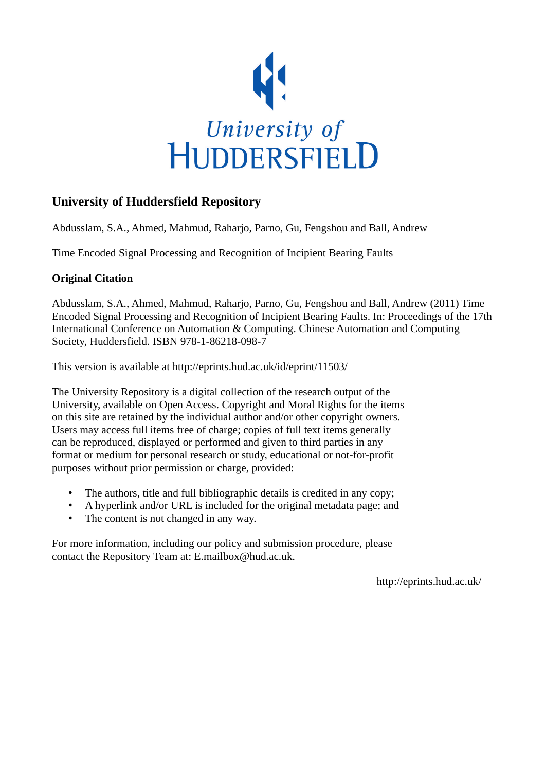University of
HUDDERSFIELD

## University of Huddersfield Repository

Abdusslam, S.A., Ahmed, Mahmud, Raharjo, Parno, Gu, Fengshou and Ball, Andrew

Time Encoded Signal Processing and Recognition of Incipient Bearing Faults

### Original Citation

Abdusslam, S.A., Ahmed, Mahmud, Raharjo, Parno, Gu, Fengshou and Ball, Andrew (2011) Time Encoded Signal Processing and Recognition of Incipient Bearing Faults. In: Proceedings of the 17th International Conference on Automation & Computing. Chinese Automation and Computing Society, Huddersfield. ISBN 978-1-86218-098-7

This version is available at http://eprints.hud.ac.uk/id/eprint/11503/

The University Repository is a digital collection of the research output of the University, available on Open Access. Copyright and Moral Rights for the items on this site are retained by the individual author and/or other copyright owners. Users may access full items free of charge; copies of full text items generally can be reproduced, displayed or performed and given to third parties in any format or medium for personal research or study, educational or not-for-profit purposes without prior permission or charge, provided:

- The authors, title and full bibliographic details is credited in any copy;
- A hyperlink and/or URL is included for the original metadata page; and
- The content is not changed in any way.

For more information, including our policy and submission procedure, please contact the Repository Team at: E.mailbox@hud.ac.uk.

http://eprints.hud.ac.uk/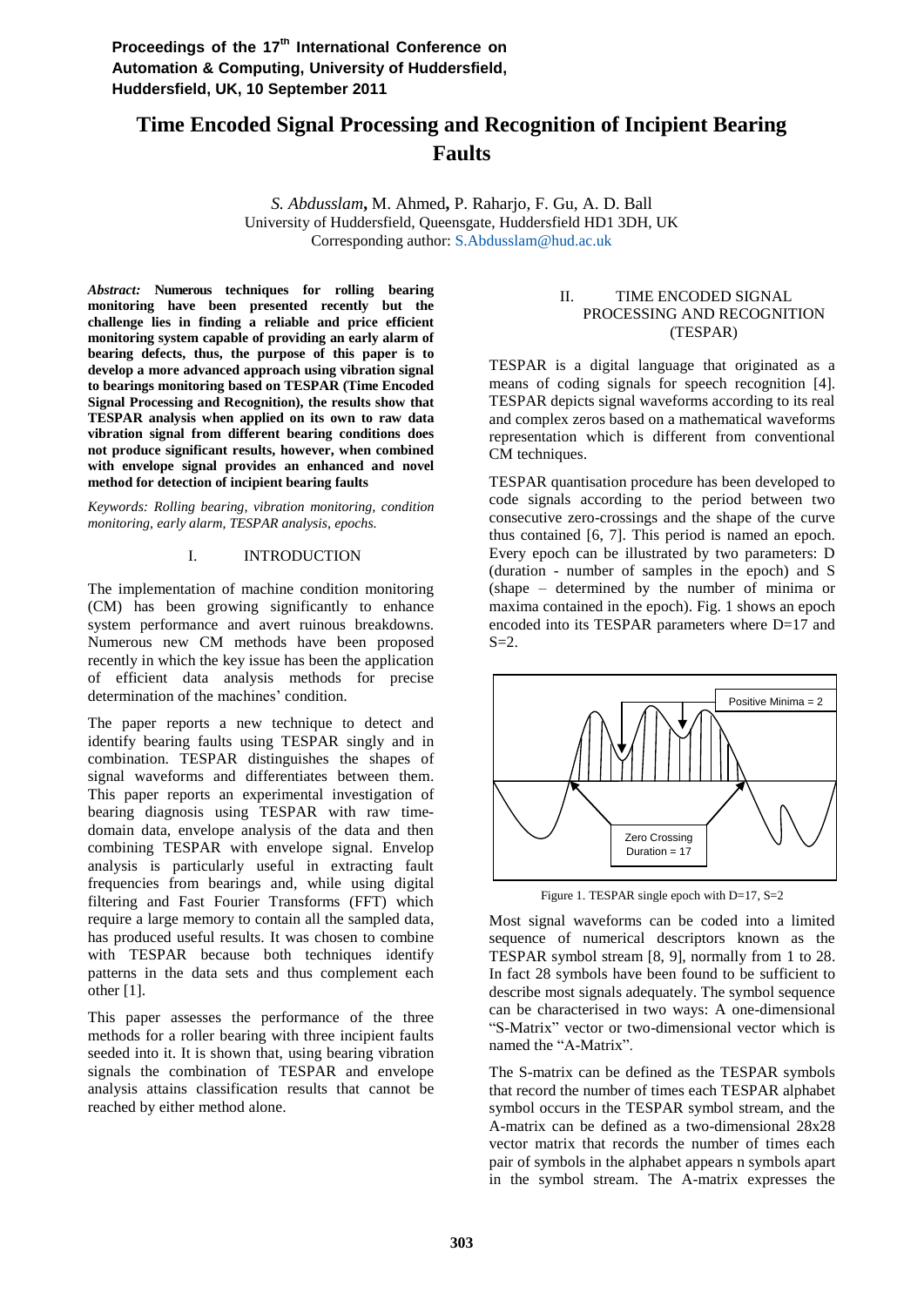# Time Encoded Signal Processing and Recognition of Incipient Bearing Faults

*S. Abdusslam*, M. Ahmed, P. Raharjo, F. Gu, A. D. Ball
University of Huddersfield, Queensgate, Huddersfield HD1 3DH, UK
Corresponding author: S.Abdusslam@hud.ac.uk

***Abstract:*** **Numerous techniques for rolling bearing monitoring have been presented recently but the challenge lies in finding a reliable and price efficient monitoring system capable of providing an early alarm of bearing defects, thus, the purpose of this paper is to develop a more advanced approach using vibration signal to bearings monitoring based on TESPAR (Time Encoded Signal Processing and Recognition), the results show that TESPAR analysis when applied on its own to raw data vibration signal from different bearing conditions does not produce significant results, however, when combined with envelope signal provides an enhanced and novel method for detection of incipient bearing faults**

*Keywords: Rolling bearing, vibration monitoring, condition monitoring, early alarm, TESPAR analysis, epochs.*

## I. INTRODUCTION

The implementation of machine condition monitoring (CM) has been growing significantly to enhance system performance and avert ruinous breakdowns. Numerous new CM methods have been proposed recently in which the key issue has been the application of efficient data analysis methods for precise determination of the machines' condition.

The paper reports a new technique to detect and identify bearing faults using TESPAR singly and in combination. TESPAR distinguishes the shapes of signal waveforms and differentiates between them. This paper reports an experimental investigation of bearing diagnosis using TESPAR with raw time-domain data, envelope analysis of the data and then combining TESPAR with envelope signal. Envelop analysis is particularly useful in extracting fault frequencies from bearings and, while using digital filtering and Fast Fourier Transforms (FFT) which require a large memory to contain all the sampled data, has produced useful results. It was chosen to combine with TESPAR because both techniques identify patterns in the data sets and thus complement each other [1].

This paper assesses the performance of the three methods for a roller bearing with three incipient faults seeded into it. It is shown that, using bearing vibration signals the combination of TESPAR and envelope analysis attains classification results that cannot be reached by either method alone.

## II. TIME ENCODED SIGNAL PROCESSING AND RECOGNITION (TESPAR)

TESPAR is a digital language that originated as a means of coding signals for speech recognition [4]. TESPAR depicts signal waveforms according to its real and complex zeros based on a mathematical waveforms representation which is different from conventional CM techniques.

TESPAR quantisation procedure has been developed to code signals according to the period between two consecutive zero-crossings and the shape of the curve thus contained [6, 7]. This period is named an epoch. Every epoch can be illustrated by two parameters: D (duration - number of samples in the epoch) and S (shape – determined by the number of minima or maxima contained in the epoch). Fig. 1 shows an epoch encoded into its TESPAR parameters where D=17 and S=2.

Figure 1. TESPAR single epoch with D=17, S=2

Most signal waveforms can be coded into a limited sequence of numerical descriptors known as the TESPAR symbol stream [8, 9], normally from 1 to 28. In fact 28 symbols have been found to be sufficient to describe most signals adequately. The symbol sequence can be characterised in two ways: A one-dimensional "S-Matrix" vector or two-dimensional vector which is named the "A-Matrix".

The S-matrix can be defined as the TESPAR symbols that record the number of times each TESPAR alphabet symbol occurs in the TESPAR symbol stream, and the A-matrix can be defined as a two-dimensional 28x28 vector matrix that records the number of times each pair of symbols in the alphabet appears n symbols apart in the symbol stream. The A-matrix expresses the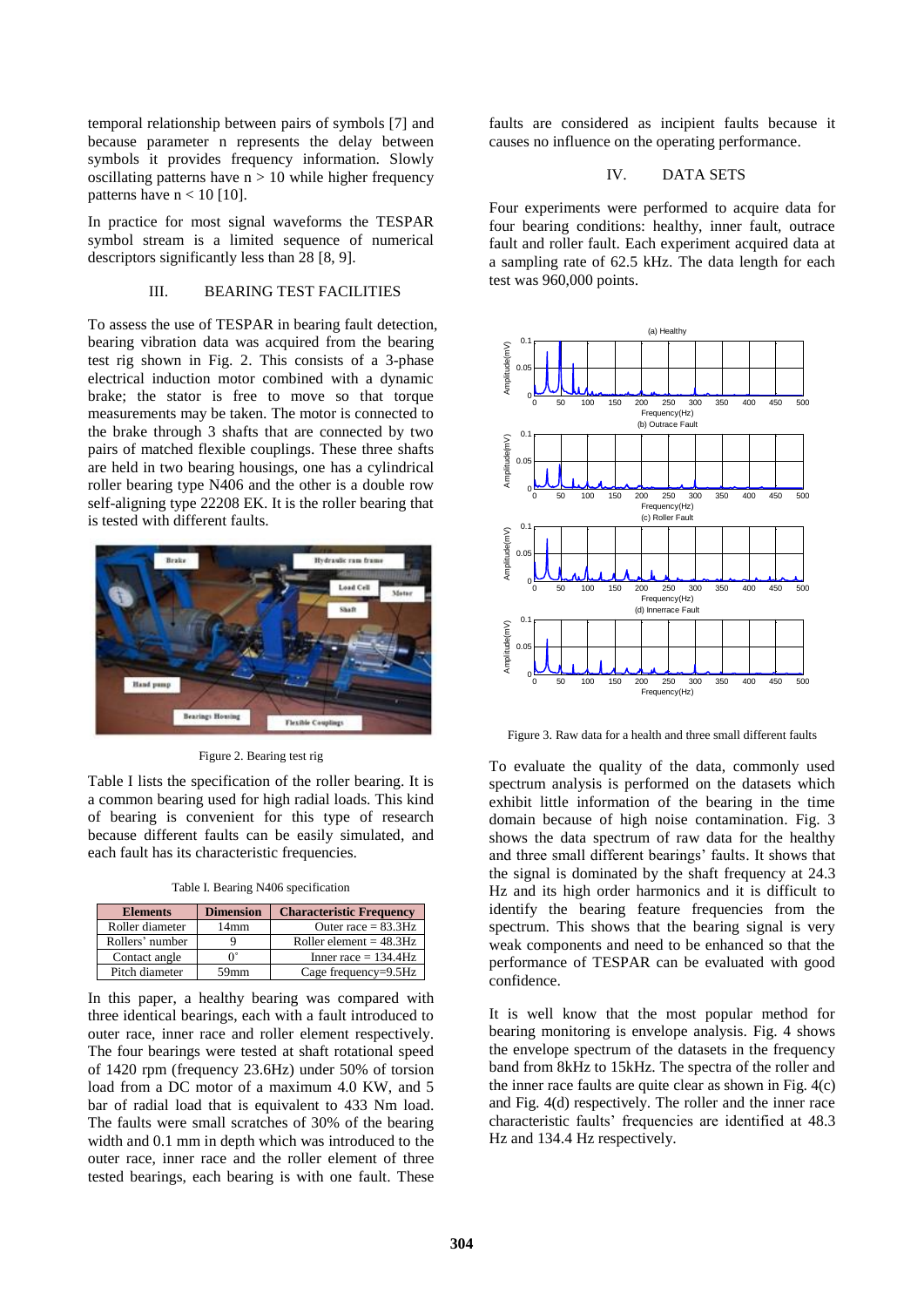temporal relationship between pairs of symbols [7] and because parameter n represents the delay between symbols it provides frequency information. Slowly oscillating patterns have $n > 10$ while higher frequency patterns have $n < 10$ [10].

In practice for most signal waveforms the TESPAR symbol stream is a limited sequence of numerical descriptors significantly less than 28 [8, 9].

## III. BEARING TEST FACILITIES

To assess the use of TESPAR in bearing fault detection, bearing vibration data was acquired from the bearing test rig shown in Fig. 2. This consists of a 3-phase electrical induction motor combined with a dynamic brake; the stator is free to move so that torque measurements may be taken. The motor is connected to the brake through 3 shafts that are connected by two pairs of matched flexible couplings. These three shafts are held in two bearing housings, one has a cylindrical roller bearing type N406 and the other is a double row self-aligning type 22208 EK. It is the roller bearing that is tested with different faults.

Figure 2. Bearing test rig

Table I lists the specification of the roller bearing. It is a common bearing used for high radial loads. This kind of bearing is convenient for this type of research because different faults can be easily simulated, and each fault has its characteristic frequencies.

Table I. Bearing N406 specification

| Elements | Dimension | Characteristic Frequency |
|---|---|---|
| Roller diameter | 14mm | Outer race = 83.3Hz |
| Rollers' number | 9 | Roller element = 48.3Hz |
| Contact angle | 0° | Inner race = 134.4Hz |
| Pitch diameter | 59mm | Cage frequency=9.5Hz |

In this paper, a healthy bearing was compared with three identical bearings, each with a fault introduced to outer race, inner race and roller element respectively. The four bearings were tested at shaft rotational speed of 1420 rpm (frequency 23.6Hz) under 50% of torsion load from a DC motor of a maximum 4.0 KW, and 5 bar of radial load that is equivalent to 433 Nm load. The faults were small scratches of 30% of the bearing width and 0.1 mm in depth which was introduced to the outer race, inner race and the roller element of three tested bearings, each bearing is with one fault. These faults are considered as incipient faults because it causes no influence on the operating performance.

## IV. DATA SETS

Four experiments were performed to acquire data for four bearing conditions: healthy, inner fault, outrace fault and roller fault. Each experiment acquired data at a sampling rate of 62.5 kHz. The data length for each test was 960,000 points.

Figure 3. Raw data for a health and three small different faults

To evaluate the quality of the data, commonly used spectrum analysis is performed on the datasets which exhibit little information of the bearing in the time domain because of high noise contamination. Fig. 3 shows the data spectrum of raw data for the healthy and three small different bearings' faults. It shows that the signal is dominated by the shaft frequency at 24.3 Hz and its high order harmonics and it is difficult to identify the bearing feature frequencies from the spectrum. This shows that the bearing signal is very weak components and need to be enhanced so that the performance of TESPAR can be evaluated with good confidence.

It is well know that the most popular method for bearing monitoring is envelope analysis. Fig. 4 shows the envelope spectrum of the datasets in the frequency band from 8kHz to 15kHz. The spectra of the roller and the inner race faults are quite clear as shown in Fig. 4(c) and Fig. 4(d) respectively. The roller and the inner race characteristic faults' frequencies are identified at 48.3 Hz and 134.4 Hz respectively.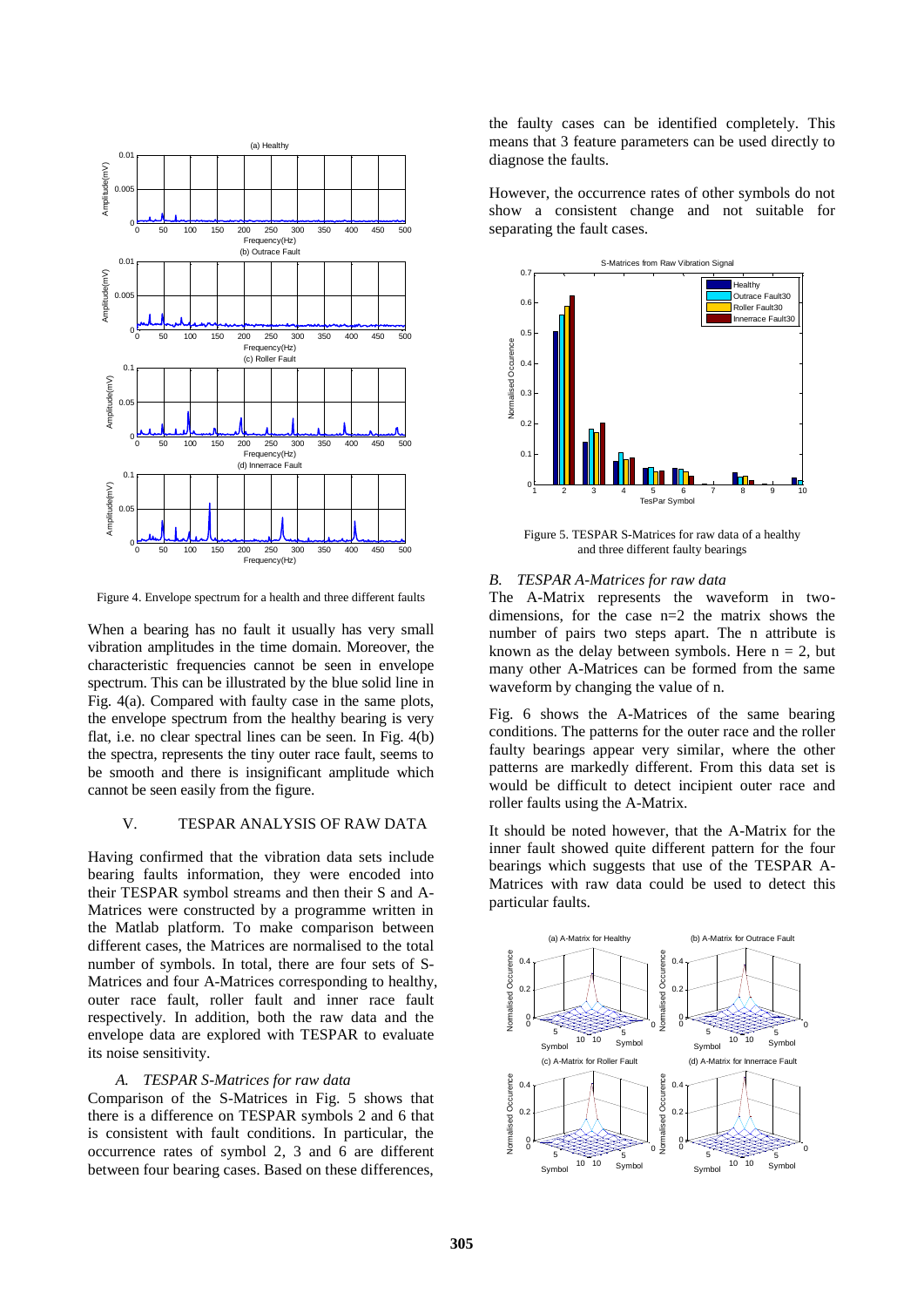Figure 4. Envelope spectrum for a health and three different faults

When a bearing has no fault it usually has very small vibration amplitudes in the time domain. Moreover, the characteristic frequencies cannot be seen in envelope spectrum. This can be illustrated by the blue solid line in Fig. 4(a). Compared with faulty case in the same plots, the envelope spectrum from the healthy bearing is very flat, i.e. no clear spectral lines can be seen. In Fig. 4(b) the spectra, represents the tiny outer race fault, seems to be smooth and there is insignificant amplitude which cannot be seen easily from the figure.

## V. TESPAR ANALYSIS OF RAW DATA

Having confirmed that the vibration data sets include bearing faults information, they were encoded into their TESPAR symbol streams and then their S and A-Matrices were constructed by a programme written in the Matlab platform. To make comparison between different cases, the Matrices are normalised to the total number of symbols. In total, there are four sets of S-Matrices and four A-Matrices corresponding to healthy, outer race fault, roller fault and inner race fault respectively. In addition, both the raw data and the envelope data are explored with TESPAR to evaluate its noise sensitivity.

### *A. TESPAR S-Matrices for raw data*

Comparison of the S-Matrices in Fig. 5 shows that there is a difference on TESPAR symbols 2 and 6 that is consistent with fault conditions. In particular, the occurrence rates of symbol 2, 3 and 6 are different between four bearing cases. Based on these differences, the faulty cases can be identified completely. This means that 3 feature parameters can be used directly to diagnose the faults.

However, the occurrence rates of other symbols do not show a consistent change and not suitable for separating the fault cases.

Figure 5. TESPAR S-Matrices for raw data of a healthy and three different faulty bearings

### *B. TESPAR A-Matrices for raw data*

The A-Matrix represents the waveform in two-dimensions, for the case n=2 the matrix shows the number of pairs two steps apart. The n attribute is known as the delay between symbols. Here n = 2, but many other A-Matrices can be formed from the same waveform by changing the value of n.

Fig. 6 shows the A-Matrices of the same bearing conditions. The patterns for the outer race and the roller faulty bearings appear very similar, where the other patterns are markedly different. From this data set is would be difficult to detect incipient outer race and roller faults using the A-Matrix.

It should be noted however, that the A-Matrix for the inner fault showed quite different pattern for the four bearings which suggests that use of the TESPAR A-Matrices with raw data could be used to detect this particular faults.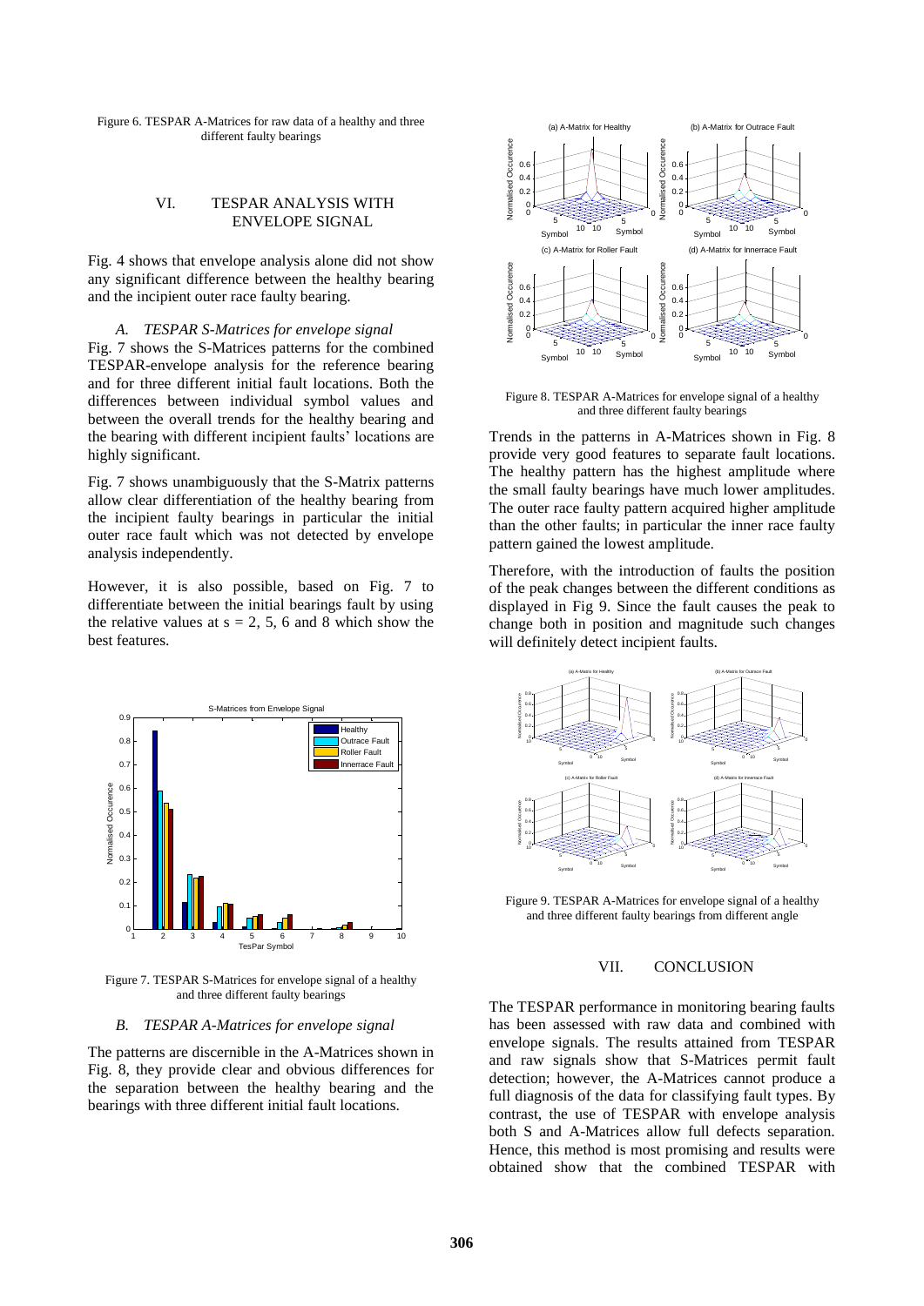Figure 6. TESPAR A-Matrices for raw data of a healthy and three different faulty bearings

## VI. TESPAR ANALYSIS WITH ENVELOPE SIGNAL

Fig. 4 shows that envelope analysis alone did not show any significant difference between the healthy bearing and the incipient outer race faulty bearing.

### *A. TESPAR S-Matrices for envelope signal*

Fig. 7 shows the S-Matrices patterns for the combined TESPAR-envelope analysis for the reference bearing and for three different initial fault locations. Both the differences between individual symbol values and between the overall trends for the healthy bearing and the bearing with different incipient faults' locations are highly significant.

Fig. 7 shows unambiguously that the S-Matrix patterns allow clear differentiation of the healthy bearing from the incipient faulty bearings in particular the initial outer race fault which was not detected by envelope analysis independently.

However, it is also possible, based on Fig. 7 to differentiate between the initial bearings fault by using the relative values at s = 2, 5, 6 and 8 which show the best features.

Figure 7. TESPAR S-Matrices for envelope signal of a healthy and three different faulty bearings

### *B. TESPAR A-Matrices for envelope signal*

The patterns are discernible in the A-Matrices shown in Fig. 8, they provide clear and obvious differences for the separation between the healthy bearing and the bearings with three different initial fault locations.

Figure 8. TESPAR A-Matrices for envelope signal of a healthy and three different faulty bearings

Trends in the patterns in A-Matrices shown in Fig. 8 provide very good features to separate fault locations. The healthy pattern has the highest amplitude where the small faulty bearings have much lower amplitudes. The outer race faulty pattern acquired higher amplitude than the other faults; in particular the inner race faulty pattern gained the lowest amplitude.

Therefore, with the introduction of faults the position of the peak changes between the different conditions as displayed in Fig 9. Since the fault causes the peak to change both in position and magnitude such changes will definitely detect incipient faults.

Figure 9. TESPAR A-Matrices for envelope signal of a healthy and three different faulty bearings from different angle

## VII. CONCLUSION

The TESPAR performance in monitoring bearing faults has been assessed with raw data and combined with envelope signals. The results attained from TESPAR and raw signals show that S-Matrices permit fault detection; however, the A-Matrices cannot produce a full diagnosis of the data for classifying fault types. By contrast, the use of TESPAR with envelope analysis both S and A-Matrices allow full defects separation. Hence, this method is most promising and results were obtained show that the combined TESPAR with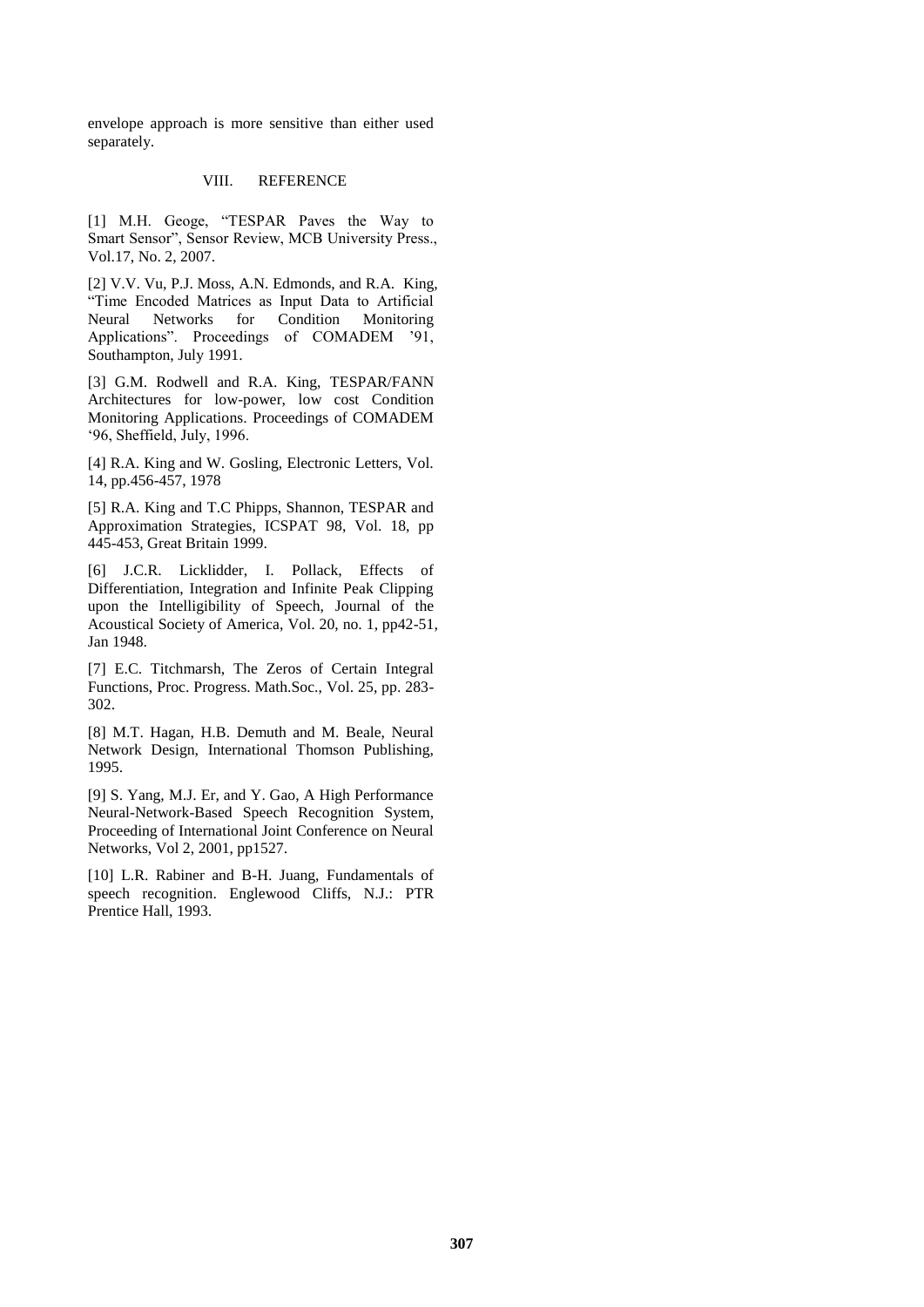envelope approach is more sensitive than either used separately.

## VIII. REFERENCE

[1] M.H. Geoge, "TESPAR Paves the Way to Smart Sensor", Sensor Review, MCB University Press., Vol.17, No. 2, 2007.

[2] V.V. Vu, P.J. Moss, A.N. Edmonds, and R.A. King, "Time Encoded Matrices as Input Data to Artificial Neural Networks for Condition Monitoring Applications". Proceedings of COMADEM '91, Southampton, July 1991.

[3] G.M. Rodwell and R.A. King, TESPAR/FANN Architectures for low-power, low cost Condition Monitoring Applications. Proceedings of COMADEM '96, Sheffield, July, 1996.

[4] R.A. King and W. Gosling, Electronic Letters, Vol. 14, pp.456-457, 1978

[5] R.A. King and T.C Phipps, Shannon, TESPAR and Approximation Strategies, ICSPAT 98, Vol. 18, pp 445-453, Great Britain 1999.

[6] J.C.R. Licklidder, I. Pollack, Effects of Differentiation, Integration and Infinite Peak Clipping upon the Intelligibility of Speech, Journal of the Acoustical Society of America, Vol. 20, no. 1, pp42-51, Jan 1948.

[7] E.C. Titchmarsh, The Zeros of Certain Integral Functions, Proc. Progress. Math.Soc., Vol. 25, pp. 283-302.

[8] M.T. Hagan, H.B. Demuth and M. Beale, Neural Network Design, International Thomson Publishing, 1995.

[9] S. Yang, M.J. Er, and Y. Gao, A High Performance Neural-Network-Based Speech Recognition System, Proceeding of International Joint Conference on Neural Networks, Vol 2, 2001, pp1527.

[10] L.R. Rabiner and B-H. Juang, Fundamentals of speech recognition. Englewood Cliffs, N.J.: PTR Prentice Hall, 1993.